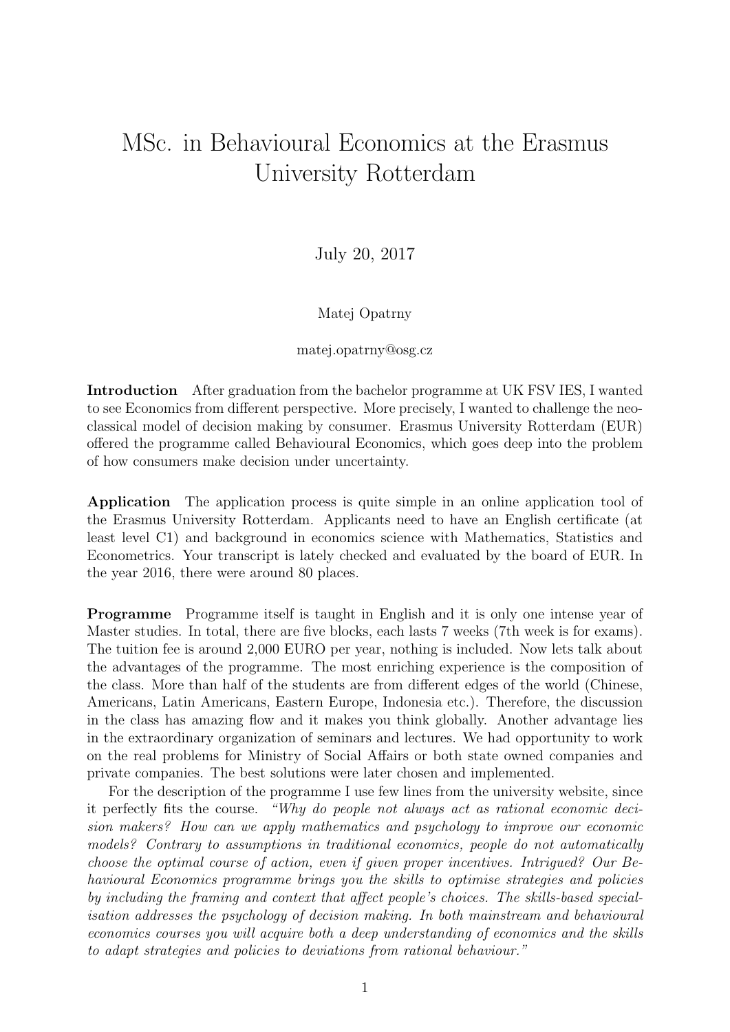# MSc. in Behavioural Economics at the Erasmus University Rotterdam

July 20, 2017

Matej Opatrny

matej.opatrny@osg.cz

**Introduction** After graduation from the bachelor programme at UK FSV IES, I wanted to see Economics from different perspective. More precisely, I wanted to challenge the neoclassical model of decision making by consumer. Erasmus University Rotterdam (EUR) offered the programme called Behavioural Economics, which goes deep into the problem of how consumers make decision under uncertainty.

**Application** The application process is quite simple in an online application tool of the Erasmus University Rotterdam. Applicants need to have an English certificate (at least level C1) and background in economics science with Mathematics, Statistics and Econometrics. Your transcript is lately checked and evaluated by the board of EUR. In the year 2016, there were around 80 places.

**Programme** Programme itself is taught in English and it is only one intense year of Master studies. In total, there are five blocks, each lasts 7 weeks (7th week is for exams). The tuition fee is around 2,000 EURO per year, nothing is included. Now lets talk about the advantages of the programme. The most enriching experience is the composition of the class. More than half of the students are from different edges of the world (Chinese, Americans, Latin Americans, Eastern Europe, Indonesia etc.). Therefore, the discussion in the class has amazing flow and it makes you think globally. Another advantage lies in the extraordinary organization of seminars and lectures. We had opportunity to work on the real problems for Ministry of Social Affairs or both state owned companies and private companies. The best solutions were later chosen and implemented.

For the description of the programme I use few lines from the university website, since it perfectly fits the course. *"Why do people not always act as rational economic decision makers? How can we apply mathematics and psychology to improve our economic models? Contrary to assumptions in traditional economics, people do not automatically choose the optimal course of action, even if given proper incentives. Intrigued? Our Behavioural Economics programme brings you the skills to optimise strategies and policies by including the framing and context that affect people's choices. The skills-based specialisation addresses the psychology of decision making. In both mainstream and behavioural economics courses you will acquire both a deep understanding of economics and the skills to adapt strategies and policies to deviations from rational behaviour."*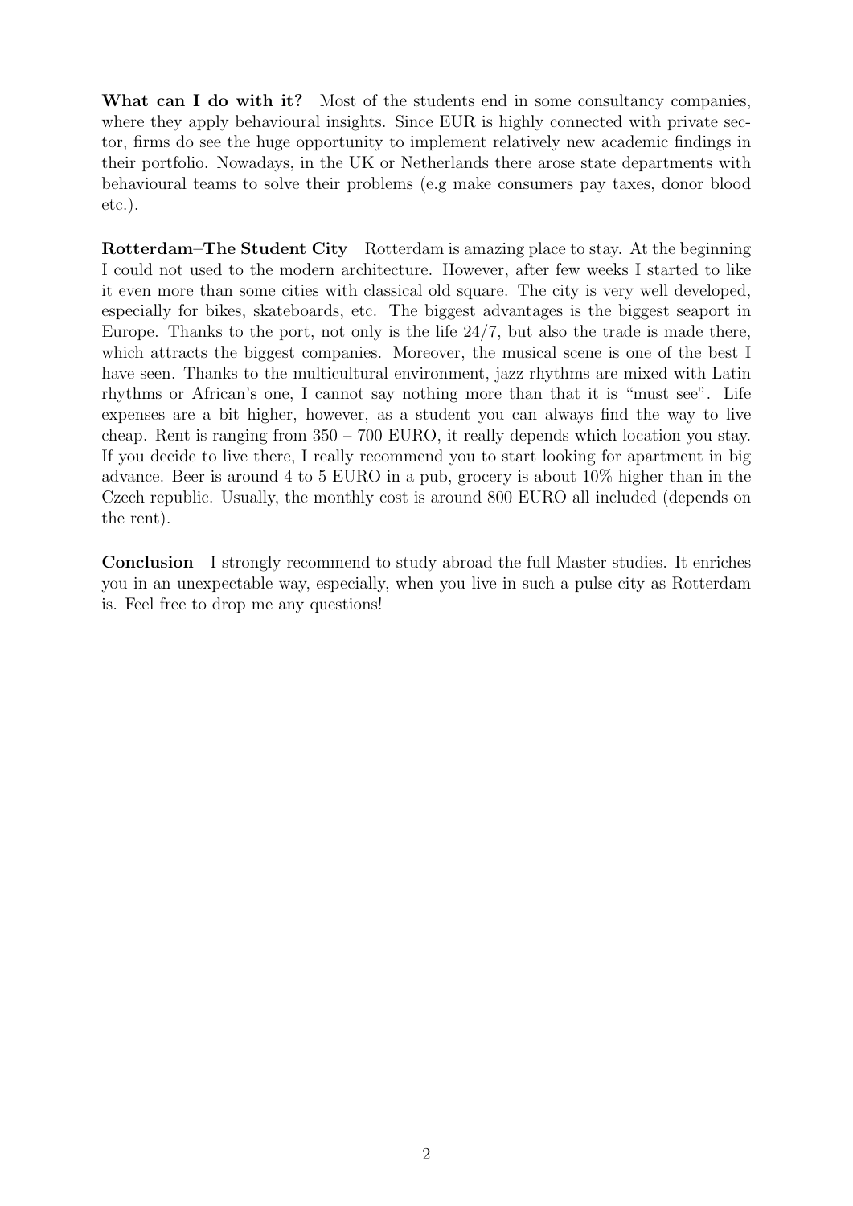**What can I do with it?** Most of the students end in some consultancy companies, where they apply behavioural insights. Since EUR is highly connected with private sector, firms do see the huge opportunity to implement relatively new academic findings in their portfolio. Nowadays, in the UK or Netherlands there arose state departments with behavioural teams to solve their problems (e.g make consumers pay taxes, donor blood etc.).

**Rotterdam–The Student City** Rotterdam is amazing place to stay. At the beginning I could not used to the modern architecture. However, after few weeks I started to like it even more than some cities with classical old square. The city is very well developed, especially for bikes, skateboards, etc. The biggest advantages is the biggest seaport in Europe. Thanks to the port, not only is the life 24/7, but also the trade is made there, which attracts the biggest companies. Moreover, the musical scene is one of the best I have seen. Thanks to the multicultural environment, jazz rhythms are mixed with Latin rhythms or African's one, I cannot say nothing more than that it is "must see". Life expenses are a bit higher, however, as a student you can always find the way to live cheap. Rent is ranging from 350 – 700 EURO, it really depends which location you stay. If you decide to live there, I really recommend you to start looking for apartment in big advance. Beer is around 4 to 5 EURO in a pub, grocery is about 10% higher than in the Czech republic. Usually, the monthly cost is around 800 EURO all included (depends on the rent).

**Conclusion** I strongly recommend to study abroad the full Master studies. It enriches you in an unexpectable way, especially, when you live in such a pulse city as Rotterdam is. Feel free to drop me any questions!